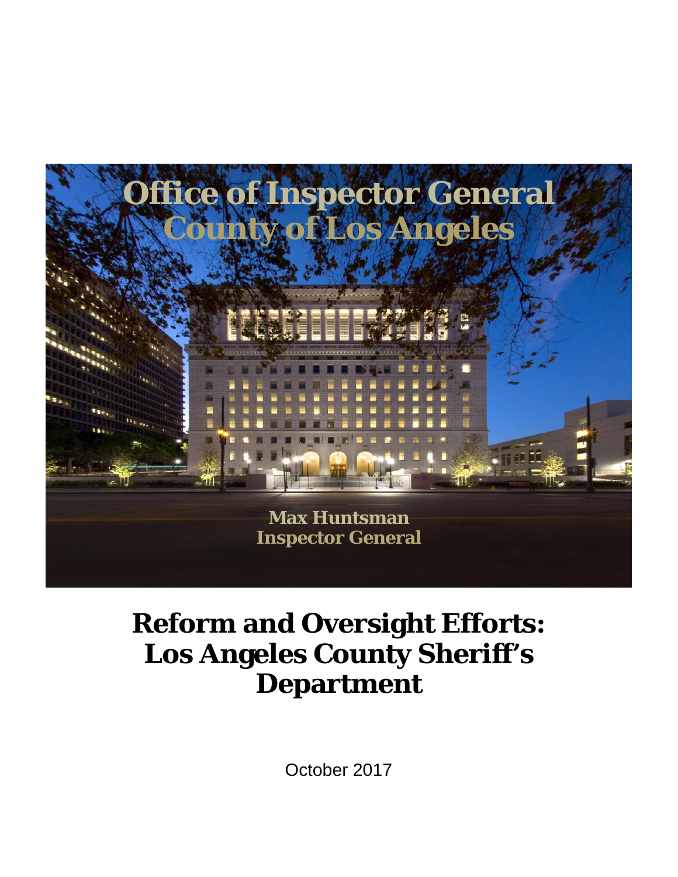# Office of Inspector General
# County of Los Angeles

**Max Huntsman**
**Inspector General**

# Reform and Oversight Efforts: Los Angeles County Sheriff's Department

October 2017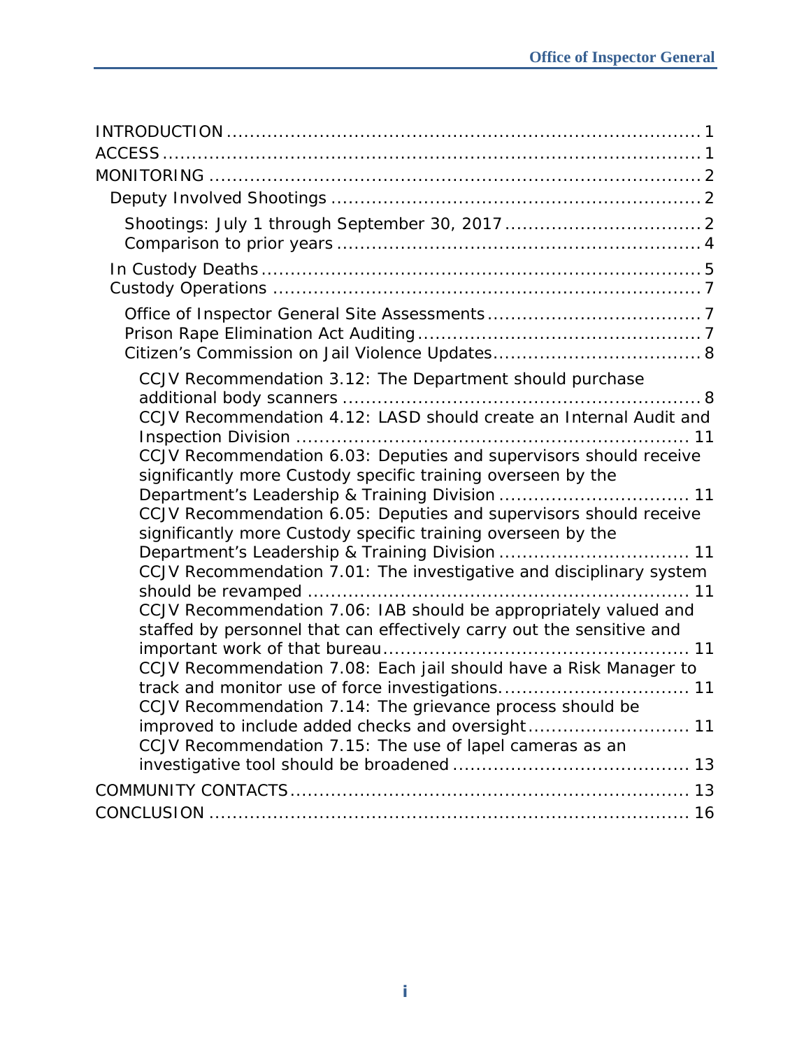INTRODUCTION ........................................................................ 1
ACCESS ................................................................................ 1
MONITORING ........................................................................ 2

- Deputy Involved Shootings ................................................... 2
  - Shootings: July 1 through September 30, 2017 ........................ 2
  - Comparison to prior years .................................................. 4
- In Custody Deaths ............................................................. 5
- Custody Operations ............................................................ 7
  - Office of Inspector General Site Assessments ........................ 7
  - Prison Rape Elimination Act Auditing .................................... 7
  - Citizen's Commission on Jail Violence Updates ........................ 8
    - CCJV Recommendation 3.12: The Department should purchase additional body scanners ........................................................ 8
    - CCJV Recommendation 4.12: LASD should create an Internal Audit and Inspection Division ........................................................ 11
    - CCJV Recommendation 6.03: Deputies and supervisors should receive significantly more Custody specific training overseen by the Department's Leadership & Training Division ........................... 11
    - CCJV Recommendation 6.05: Deputies and supervisors should receive significantly more Custody specific training overseen by the Department's Leadership & Training Division ........................... 11
    - CCJV Recommendation 7.01: The investigative and disciplinary system should be revamped ........................................................ 11
    - CCJV Recommendation 7.06: IAB should be appropriately valued and staffed by personnel that can effectively carry out the sensitive and important work of that bureau ............................................ 11
    - CCJV Recommendation 7.08: Each jail should have a Risk Manager to track and monitor use of force investigations. ........................... 11
    - CCJV Recommendation 7.14: The grievance process should be improved to include added checks and oversight ......................... 11
    - CCJV Recommendation 7.15: The use of lapel cameras as an investigative tool should be broadened ....................................... 13

COMMUNITY CONTACTS .......................................................... 13
CONCLUSION ........................................................................ 16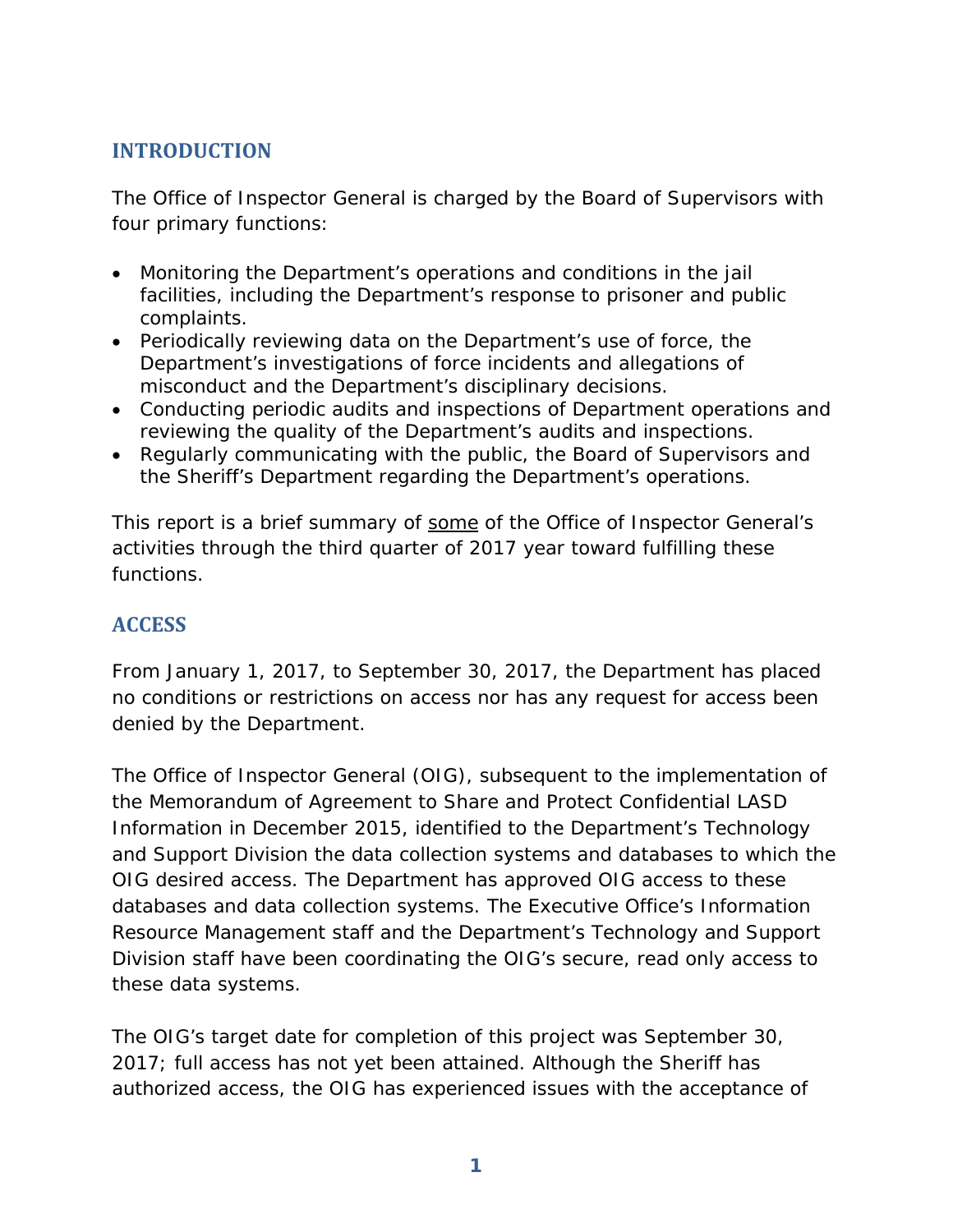## INTRODUCTION

The Office of Inspector General is charged by the Board of Supervisors with four primary functions:

- Monitoring the Department's operations and conditions in the jail facilities, including the Department's response to prisoner and public complaints.
- Periodically reviewing data on the Department's use of force, the Department's investigations of force incidents and allegations of misconduct and the Department's disciplinary decisions.
- Conducting periodic audits and inspections of Department operations and reviewing the quality of the Department's audits and inspections.
- Regularly communicating with the public, the Board of Supervisors and the Sheriff's Department regarding the Department's operations.

This report is a brief summary of <u>some</u> of the Office of Inspector General's activities through the third quarter of 2017 year toward fulfilling these functions.

## ACCESS

From January 1, 2017, to September 30, 2017, the Department has placed no conditions or restrictions on access nor has any request for access been denied by the Department.

The Office of Inspector General (OIG), subsequent to the implementation of the Memorandum of Agreement to Share and Protect Confidential LASD Information in December 2015, identified to the Department's Technology and Support Division the data collection systems and databases to which the OIG desired access. The Department has approved OIG access to these databases and data collection systems. The Executive Office's Information Resource Management staff and the Department's Technology and Support Division staff have been coordinating the OIG's secure, read only access to these data systems.

The OIG's target date for completion of this project was September 30, 2017; full access has not yet been attained. Although the Sheriff has authorized access, the OIG has experienced issues with the acceptance of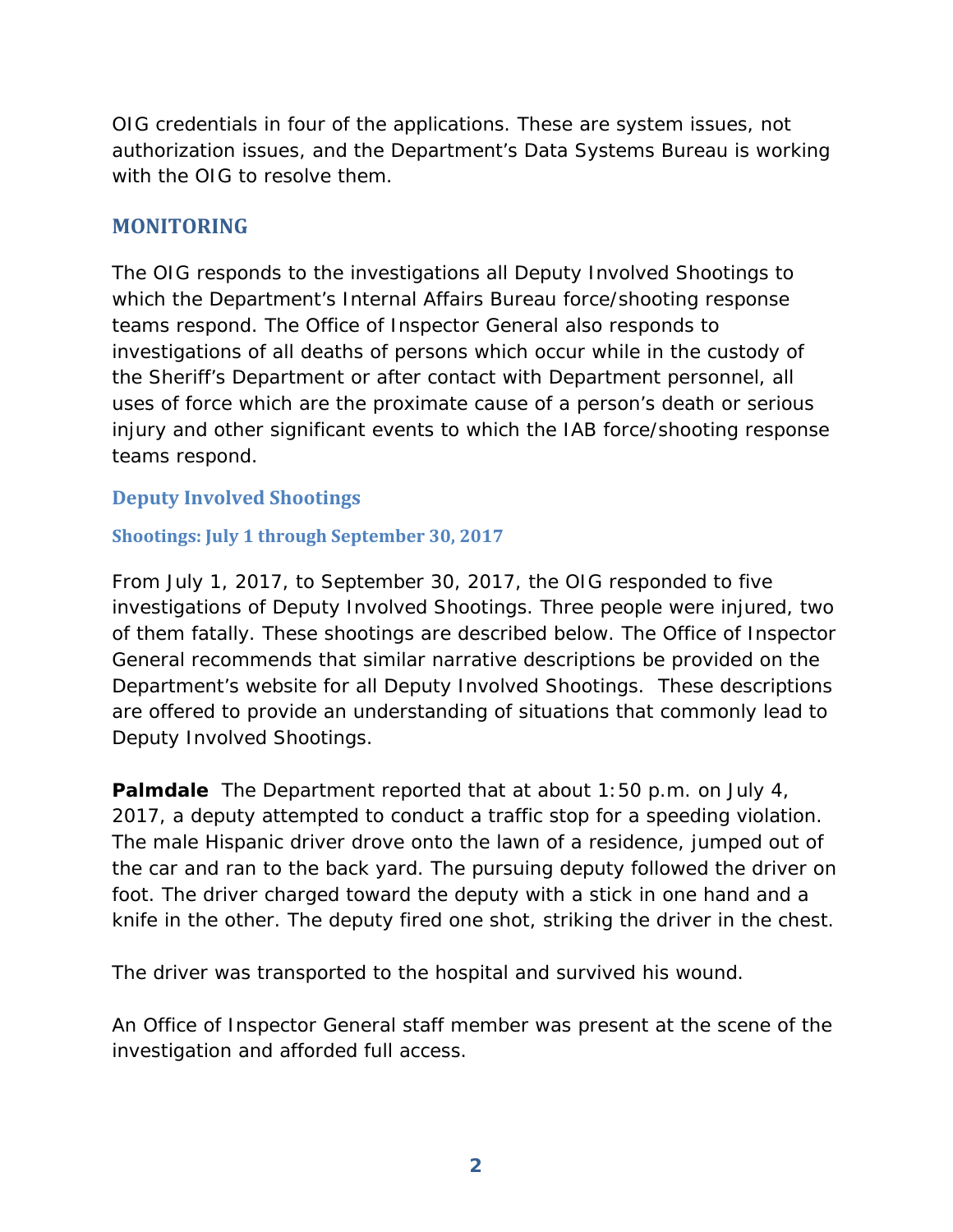OIG credentials in four of the applications. These are system issues, not authorization issues, and the Department's Data Systems Bureau is working with the OIG to resolve them.

## MONITORING

The OIG responds to the investigations all Deputy Involved Shootings to which the Department's Internal Affairs Bureau force/shooting response teams respond. The Office of Inspector General also responds to investigations of all deaths of persons which occur while in the custody of the Sheriff's Department or after contact with Department personnel, all uses of force which are the proximate cause of a person's death or serious injury and other significant events to which the IAB force/shooting response teams respond.

### Deputy Involved Shootings

#### Shootings: July 1 through September 30, 2017

From July 1, 2017, to September 30, 2017, the OIG responded to five investigations of Deputy Involved Shootings. Three people were injured, two of them fatally. These shootings are described below. The Office of Inspector General recommends that similar narrative descriptions be provided on the Department's website for all Deputy Involved Shootings. These descriptions are offered to provide an understanding of situations that commonly lead to Deputy Involved Shootings.

**Palmdale** The Department reported that at about 1:50 p.m. on July 4, 2017, a deputy attempted to conduct a traffic stop for a speeding violation. The male Hispanic driver drove onto the lawn of a residence, jumped out of the car and ran to the back yard. The pursuing deputy followed the driver on foot. The driver charged toward the deputy with a stick in one hand and a knife in the other. The deputy fired one shot, striking the driver in the chest.

The driver was transported to the hospital and survived his wound.

An Office of Inspector General staff member was present at the scene of the investigation and afforded full access.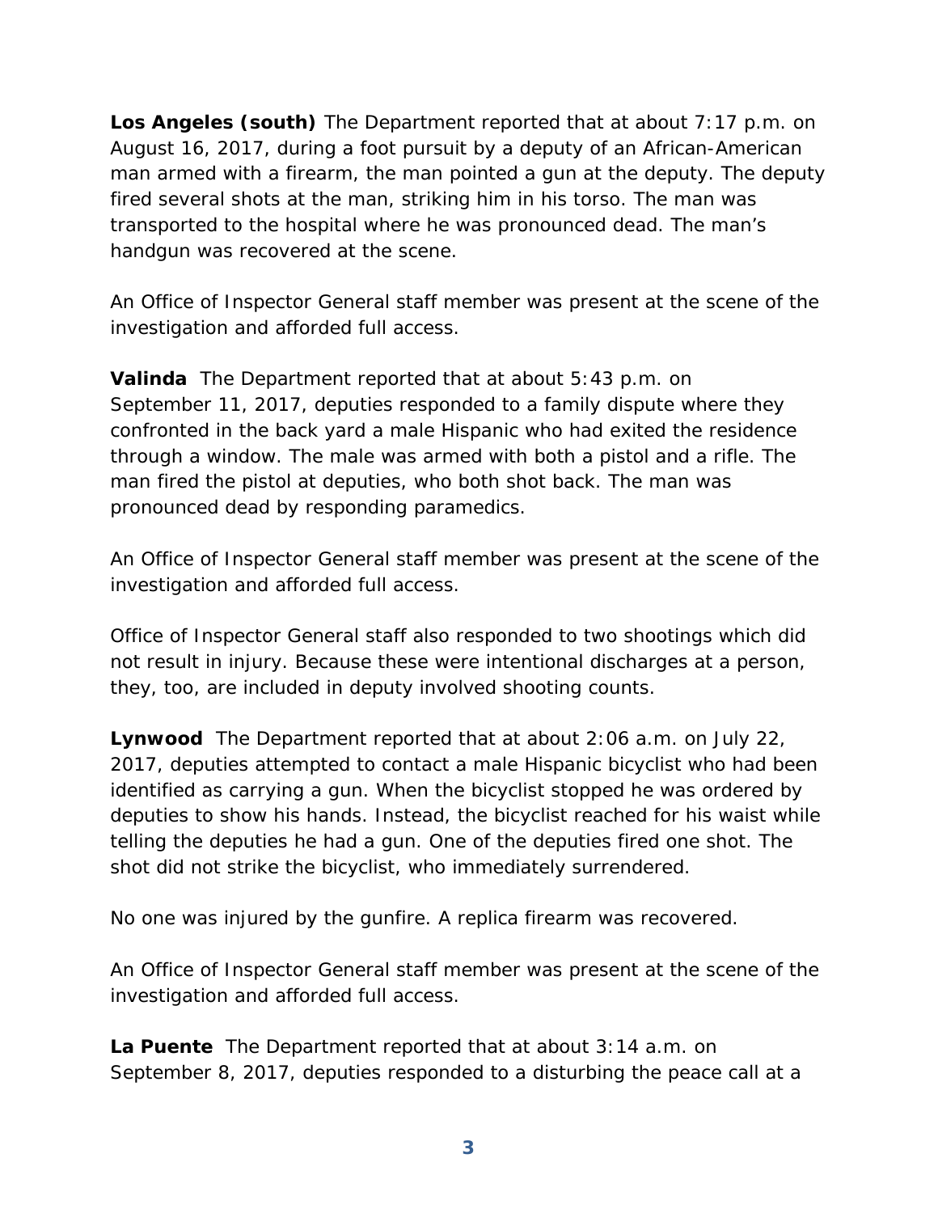**Los Angeles (south)** The Department reported that at about 7:17 p.m. on August 16, 2017, during a foot pursuit by a deputy of an African-American man armed with a firearm, the man pointed a gun at the deputy. The deputy fired several shots at the man, striking him in his torso. The man was transported to the hospital where he was pronounced dead. The man's handgun was recovered at the scene.

An Office of Inspector General staff member was present at the scene of the investigation and afforded full access.

**Valinda** The Department reported that at about 5:43 p.m. on September 11, 2017, deputies responded to a family dispute where they confronted in the back yard a male Hispanic who had exited the residence through a window. The male was armed with both a pistol and a rifle. The man fired the pistol at deputies, who both shot back. The man was pronounced dead by responding paramedics.

An Office of Inspector General staff member was present at the scene of the investigation and afforded full access.

Office of Inspector General staff also responded to two shootings which did not result in injury. Because these were intentional discharges at a person, they, too, are included in deputy involved shooting counts.

**Lynwood** The Department reported that at about 2:06 a.m. on July 22, 2017, deputies attempted to contact a male Hispanic bicyclist who had been identified as carrying a gun. When the bicyclist stopped he was ordered by deputies to show his hands. Instead, the bicyclist reached for his waist while telling the deputies he had a gun. One of the deputies fired one shot. The shot did not strike the bicyclist, who immediately surrendered.

No one was injured by the gunfire. A replica firearm was recovered.

An Office of Inspector General staff member was present at the scene of the investigation and afforded full access.

**La Puente** The Department reported that at about 3:14 a.m. on September 8, 2017, deputies responded to a disturbing the peace call at a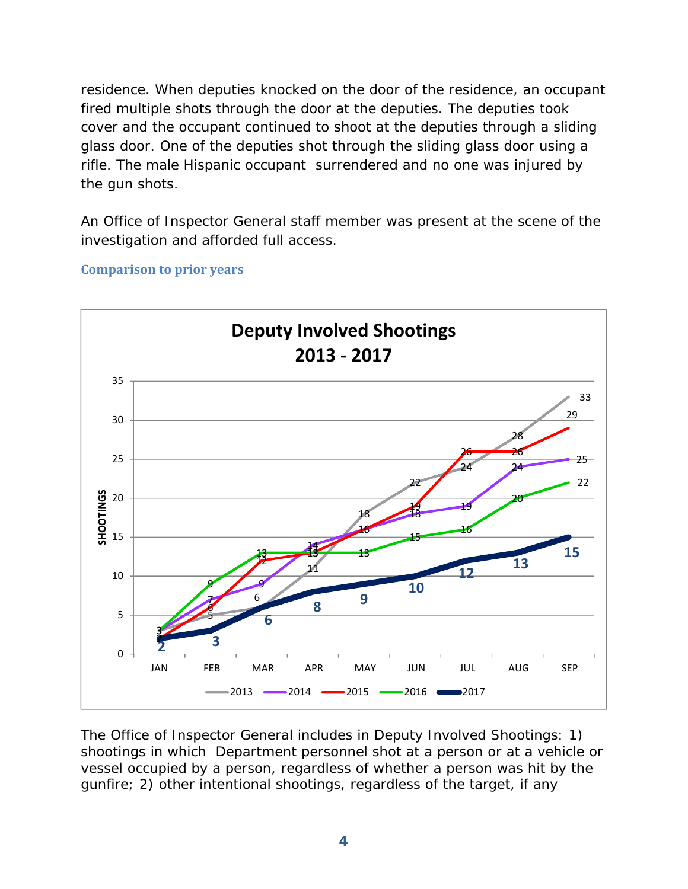residence. When deputies knocked on the door of the residence, an occupant fired multiple shots through the door at the deputies. The deputies took cover and the occupant continued to shoot at the deputies through a sliding glass door. One of the deputies shot through the sliding glass door using a rifle. The male Hispanic occupant surrendered and no one was injured by the gun shots.

An Office of Inspector General staff member was present at the scene of the investigation and afforded full access.

### Comparison to prior years

**Deputy Involved Shootings 2013 - 2017**

| SHOOTINGS | JAN | FEB | MAR | APR | MAY | JUN | JUL | AUG | SEP |
|---|---|---|---|---|---|---|---|---|---|
| 2013 | 3 | 5 | 6 | 11 | 18 | 22 | 24 | 28 | 33 |
| 2014 | 3 | 7 | 9 | 14 | 16 | 18 | 19 | 24 | 25 |
| 2015 | 2 | 6 | 12 | 13 | 16 | 19 | 26 | 26 | 29 |
| 2016 | 3 | 9 | 13 | 13 | 13 | 15 | 16 | 20 | 22 |
| 2017 | 2 | 3 | 6 | 8 | 9 | 10 | 12 | 13 | 15 |

The Office of Inspector General includes in Deputy Involved Shootings: 1) shootings in which Department personnel shot at a person or at a vehicle or vessel occupied by a person, regardless of whether a person was hit by the gunfire; 2) other intentional shootings, regardless of the target, if any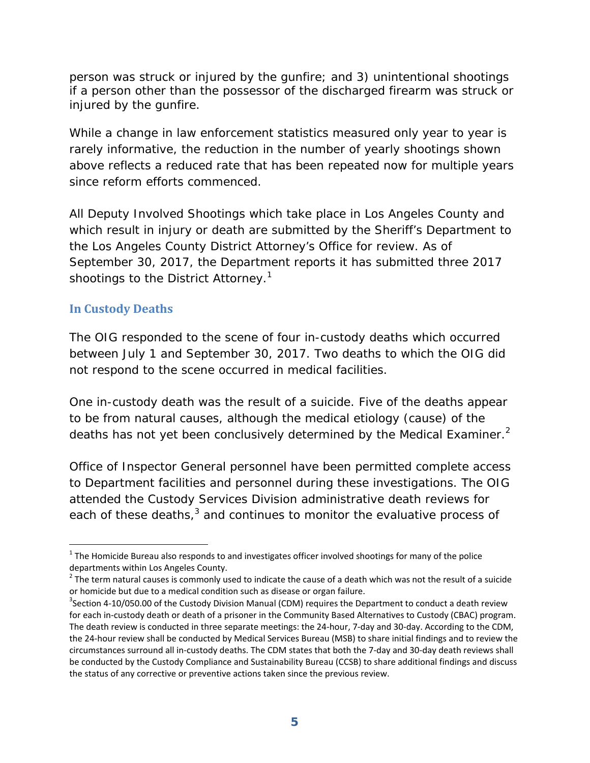person was struck or injured by the gunfire; and 3) unintentional shootings if a person other than the possessor of the discharged firearm was struck or injured by the gunfire.

While a change in law enforcement statistics measured only year to year is rarely informative, the reduction in the number of yearly shootings shown above reflects a reduced rate that has been repeated now for multiple years since reform efforts commenced.

All Deputy Involved Shootings which take place in Los Angeles County and which result in injury or death are submitted by the Sheriff's Department to the Los Angeles County District Attorney's Office for review. As of September 30, 2017, the Department reports it has submitted three 2017 shootings to the District Attorney.[1]

## In Custody Deaths

The OIG responded to the scene of four in-custody deaths which occurred between July 1 and September 30, 2017. Two deaths to which the OIG did not respond to the scene occurred in medical facilities.

One in-custody death was the result of a suicide. Five of the deaths appear to be from natural causes, although the medical etiology (cause) of the deaths has not yet been conclusively determined by the Medical Examiner.[2]

Office of Inspector General personnel have been permitted complete access to Department facilities and personnel during these investigations. The OIG attended the Custody Services Division administrative death reviews for each of these deaths,[3] and continues to monitor the evaluative process of

---

[1] The Homicide Bureau also responds to and investigates officer involved shootings for many of the police departments within Los Angeles County.

[2] The term natural causes is commonly used to indicate the cause of a death which was not the result of a suicide or homicide but due to a medical condition such as disease or organ failure.

[3] Section 4-10/050.00 of the Custody Division Manual (CDM) requires the Department to conduct a death review for each in-custody death or death of a prisoner in the Community Based Alternatives to Custody (CBAC) program. The death review is conducted in three separate meetings: the 24-hour, 7-day and 30-day. According to the CDM, the 24-hour review shall be conducted by Medical Services Bureau (MSB) to share initial findings and to review the circumstances surround all in-custody deaths. The CDM states that both the 7-day and 30-day death reviews shall be conducted by the Custody Compliance and Sustainability Bureau (CCSB) to share additional findings and discuss the status of any corrective or preventive actions taken since the previous review.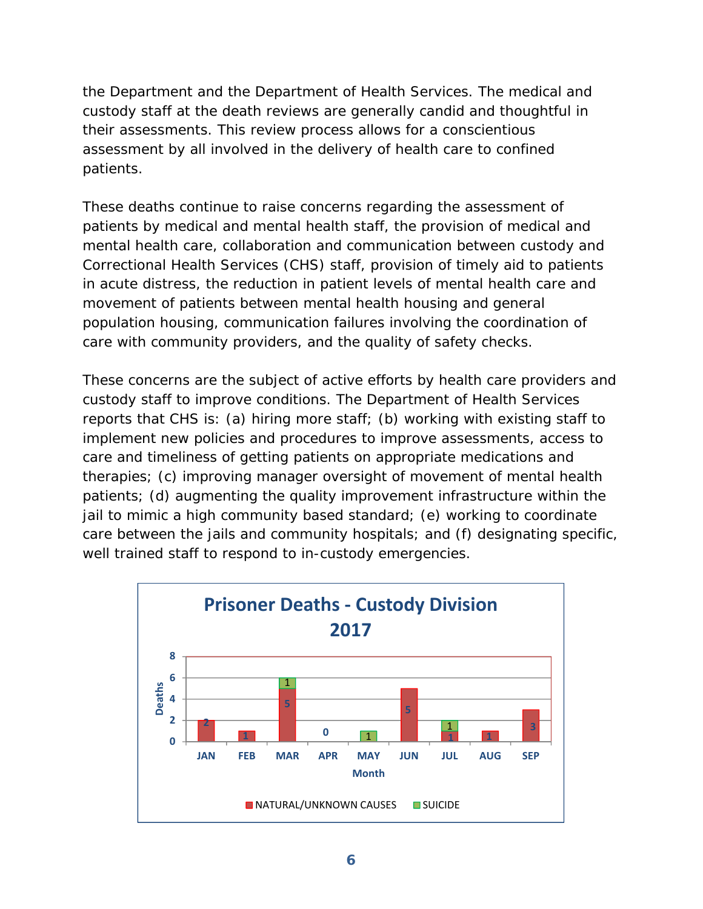the Department and the Department of Health Services. The medical and custody staff at the death reviews are generally candid and thoughtful in their assessments. This review process allows for a conscientious assessment by all involved in the delivery of health care to confined patients.

These deaths continue to raise concerns regarding the assessment of patients by medical and mental health staff, the provision of medical and mental health care, collaboration and communication between custody and Correctional Health Services (CHS) staff, provision of timely aid to patients in acute distress, the reduction in patient levels of mental health care and movement of patients between mental health housing and general population housing, communication failures involving the coordination of care with community providers, and the quality of safety checks.

These concerns are the subject of active efforts by health care providers and custody staff to improve conditions. The Department of Health Services reports that CHS is: (a) hiring more staff; (b) working with existing staff to implement new policies and procedures to improve assessments, access to care and timeliness of getting patients on appropriate medications and therapies; (c) improving manager oversight of movement of mental health patients; (d) augmenting the quality improvement infrastructure within the jail to mimic a high community based standard; (e) working to coordinate care between the jails and community hospitals; and (f) designating specific, well trained staff to respond to in-custody emergencies.

**Prisoner Deaths - Custody Division 2017**

| Month | NATURAL/UNKNOWN CAUSES | SUICIDE |
|---|---|---|
| JAN | 2 | |
| FEB | 1 | |
| MAR | 5 | 1 |
| APR | 0 | |
| MAY | | 1 |
| JUN | 5 | |
| JUL | 1 | 1 |
| AUG | 1 | |
| SEP | 3 | |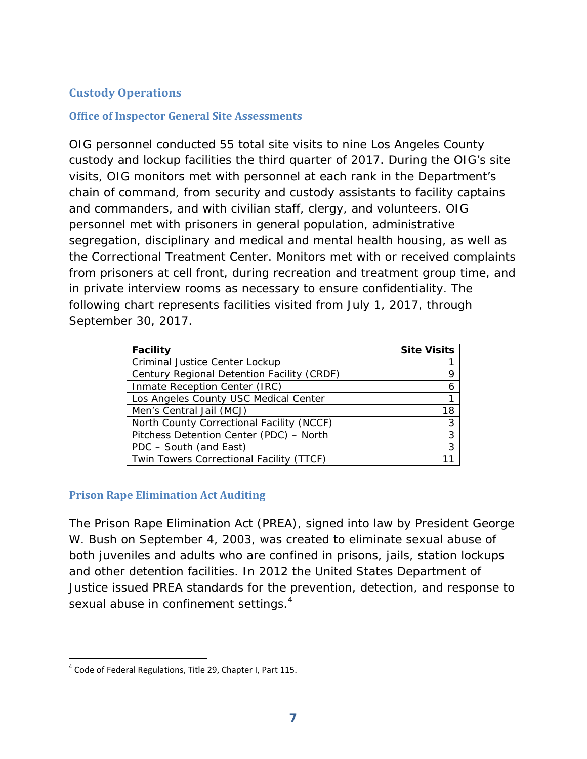## Custody Operations

### Office of Inspector General Site Assessments

OIG personnel conducted 55 total site visits to nine Los Angeles County custody and lockup facilities the third quarter of 2017. During the OIG's site visits, OIG monitors met with personnel at each rank in the Department's chain of command, from security and custody assistants to facility captains and commanders, and with civilian staff, clergy, and volunteers. OIG personnel met with prisoners in general population, administrative segregation, disciplinary and medical and mental health housing, as well as the Correctional Treatment Center. Monitors met with or received complaints from prisoners at cell front, during recreation and treatment group time, and in private interview rooms as necessary to ensure confidentiality. The following chart represents facilities visited from July 1, 2017, through September 30, 2017.

| Facility | Site Visits |
|---|---:|
| Criminal Justice Center Lockup | 1 |
| Century Regional Detention Facility (CRDF) | 9 |
| Inmate Reception Center (IRC) | 6 |
| Los Angeles County USC Medical Center | 1 |
| Men's Central Jail (MCJ) | 18 |
| North County Correctional Facility (NCCF) | 3 |
| Pitchess Detention Center (PDC) – North | 3 |
| PDC – South (and East) | 3 |
| Twin Towers Correctional Facility (TTCF) | 11 |

### Prison Rape Elimination Act Auditing

The Prison Rape Elimination Act (PREA), signed into law by President George W. Bush on September 4, 2003, was created to eliminate sexual abuse of both juveniles and adults who are confined in prisons, jails, station lockups and other detention facilities. In 2012 the United States Department of Justice issued PREA standards for the prevention, detection, and response to sexual abuse in confinement settings.[4]

[4] Code of Federal Regulations, Title 29, Chapter I, Part 115.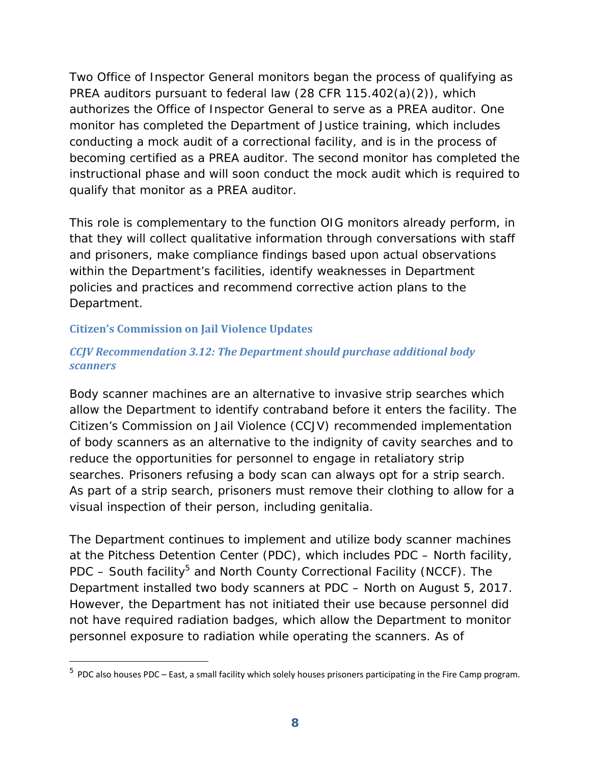Two Office of Inspector General monitors began the process of qualifying as PREA auditors pursuant to federal law (28 CFR 115.402(a)(2)), which authorizes the Office of Inspector General to serve as a PREA auditor. One monitor has completed the Department of Justice training, which includes conducting a mock audit of a correctional facility, and is in the process of becoming certified as a PREA auditor. The second monitor has completed the instructional phase and will soon conduct the mock audit which is required to qualify that monitor as a PREA auditor.

This role is complementary to the function OIG monitors already perform, in that they will collect qualitative information through conversations with staff and prisoners, make compliance findings based upon actual observations within the Department's facilities, identify weaknesses in Department policies and practices and recommend corrective action plans to the Department.

## Citizen's Commission on Jail Violence Updates

### *CCJV Recommendation 3.12: The Department should purchase additional body scanners*

Body scanner machines are an alternative to invasive strip searches which allow the Department to identify contraband before it enters the facility. The Citizen's Commission on Jail Violence (CCJV) recommended implementation of body scanners as an alternative to the indignity of cavity searches and to reduce the opportunities for personnel to engage in retaliatory strip searches. Prisoners refusing a body scan can always opt for a strip search. As part of a strip search, prisoners must remove their clothing to allow for a visual inspection of their person, including genitalia.

The Department continues to implement and utilize body scanner machines at the Pitchess Detention Center (PDC), which includes PDC – North facility, PDC – South facility[5] and North County Correctional Facility (NCCF). The Department installed two body scanners at PDC – North on August 5, 2017. However, the Department has not initiated their use because personnel did not have required radiation badges, which allow the Department to monitor personnel exposure to radiation while operating the scanners. As of

[5] PDC also houses PDC – East, a small facility which solely houses prisoners participating in the Fire Camp program.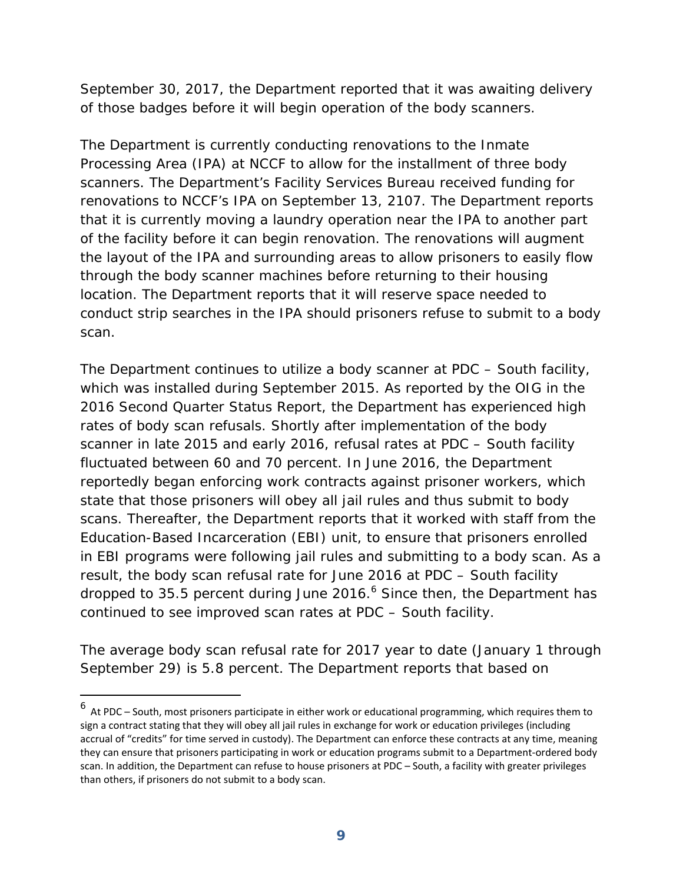September 30, 2017, the Department reported that it was awaiting delivery of those badges before it will begin operation of the body scanners.

The Department is currently conducting renovations to the Inmate Processing Area (IPA) at NCCF to allow for the installment of three body scanners. The Department's Facility Services Bureau received funding for renovations to NCCF's IPA on September 13, 2107. The Department reports that it is currently moving a laundry operation near the IPA to another part of the facility before it can begin renovation. The renovations will augment the layout of the IPA and surrounding areas to allow prisoners to easily flow through the body scanner machines before returning to their housing location. The Department reports that it will reserve space needed to conduct strip searches in the IPA should prisoners refuse to submit to a body scan.

The Department continues to utilize a body scanner at PDC – South facility, which was installed during September 2015. As reported by the OIG in the 2016 Second Quarter Status Report, the Department has experienced high rates of body scan refusals. Shortly after implementation of the body scanner in late 2015 and early 2016, refusal rates at PDC – South facility fluctuated between 60 and 70 percent. In June 2016, the Department reportedly began enforcing work contracts against prisoner workers, which state that those prisoners will obey all jail rules and thus submit to body scans. Thereafter, the Department reports that it worked with staff from the Education-Based Incarceration (EBI) unit, to ensure that prisoners enrolled in EBI programs were following jail rules and submitting to a body scan. As a result, the body scan refusal rate for June 2016 at PDC – South facility dropped to 35.5 percent during June 2016.[6] Since then, the Department has continued to see improved scan rates at PDC – South facility.

The average body scan refusal rate for 2017 year to date (January 1 through September 29) is 5.8 percent. The Department reports that based on

[6] At PDC – South, most prisoners participate in either work or educational programming, which requires them to sign a contract stating that they will obey all jail rules in exchange for work or education privileges (including accrual of "credits" for time served in custody). The Department can enforce these contracts at any time, meaning they can ensure that prisoners participating in work or education programs submit to a Department-ordered body scan. In addition, the Department can refuse to house prisoners at PDC – South, a facility with greater privileges than others, if prisoners do not submit to a body scan.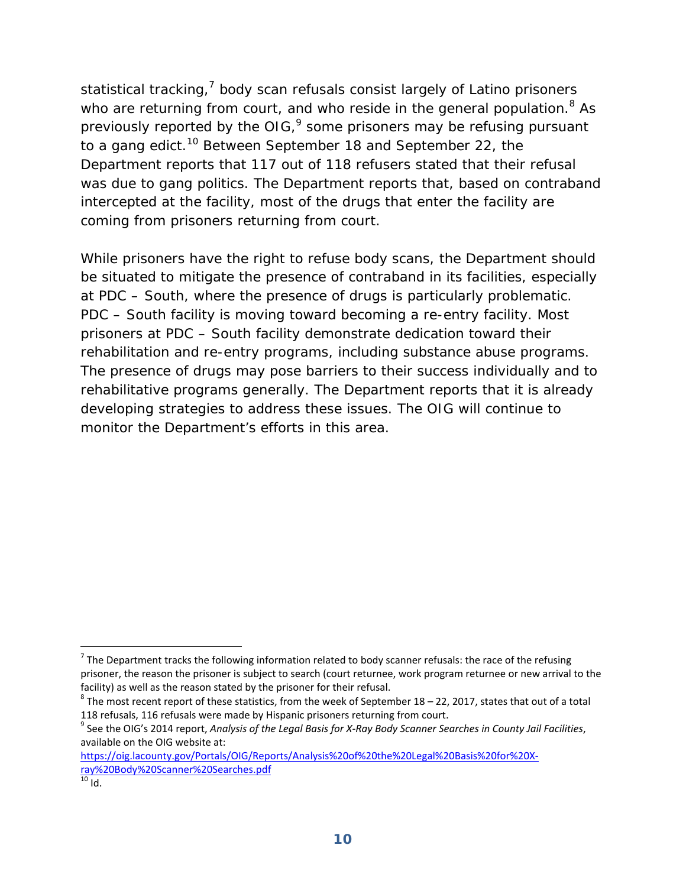statistical tracking,[7] body scan refusals consist largely of Latino prisoners who are returning from court, and who reside in the general population.[8] As previously reported by the OIG,[9] some prisoners may be refusing pursuant to a gang edict.[10] Between September 18 and September 22, the Department reports that 117 out of 118 refusers stated that their refusal was due to gang politics. The Department reports that, based on contraband intercepted at the facility, most of the drugs that enter the facility are coming from prisoners returning from court.

While prisoners have the right to refuse body scans, the Department should be situated to mitigate the presence of contraband in its facilities, especially at PDC – South, where the presence of drugs is particularly problematic. PDC – South facility is moving toward becoming a re-entry facility. Most prisoners at PDC – South facility demonstrate dedication toward their rehabilitation and re-entry programs, including substance abuse programs. The presence of drugs may pose barriers to their success individually and to rehabilitative programs generally. The Department reports that it is already developing strategies to address these issues. The OIG will continue to monitor the Department's efforts in this area.

---

[7] The Department tracks the following information related to body scanner refusals: the race of the refusing prisoner, the reason the prisoner is subject to search (court returnee, work program returnee or new arrival to the facility) as well as the reason stated by the prisoner for their refusal.

[8] The most recent report of these statistics, from the week of September 18 – 22, 2017, states that out of a total 118 refusals, 116 refusals were made by Hispanic prisoners returning from court.

[9] See the OIG's 2014 report, *Analysis of the Legal Basis for X-Ray Body Scanner Searches in County Jail Facilities*, available on the OIG website at: https://oig.lacounty.gov/Portals/OIG/Reports/Analysis%20of%20the%20Legal%20Basis%20for%20X-ray%20Body%20Scanner%20Searches.pdf

[10] Id.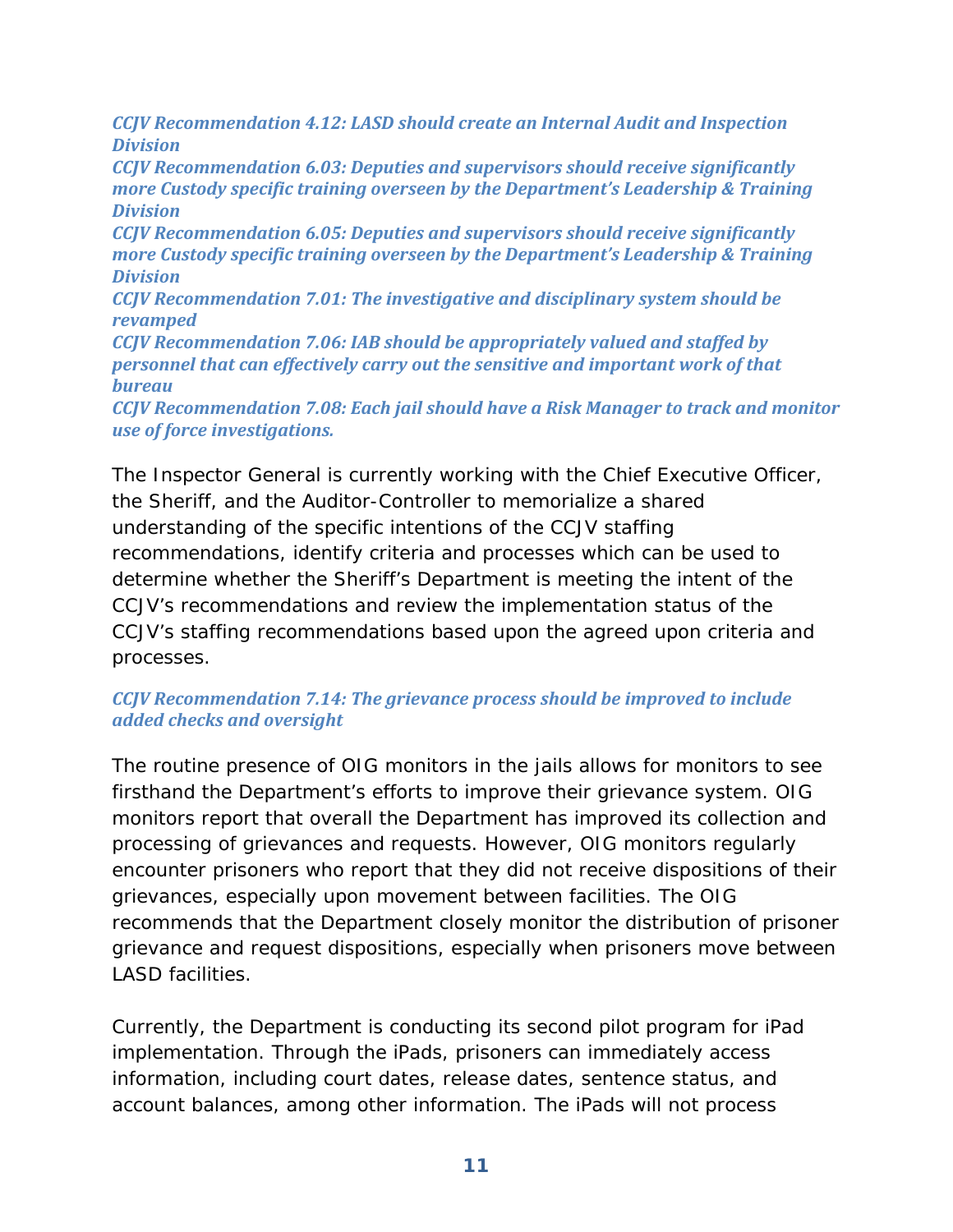***CCJV Recommendation 4.12: LASD should create an Internal Audit and Inspection Division***

***CCJV Recommendation 6.03: Deputies and supervisors should receive significantly more Custody specific training overseen by the Department's Leadership & Training Division***

***CCJV Recommendation 6.05: Deputies and supervisors should receive significantly more Custody specific training overseen by the Department's Leadership & Training Division***

***CCJV Recommendation 7.01: The investigative and disciplinary system should be revamped***

***CCJV Recommendation 7.06: IAB should be appropriately valued and staffed by personnel that can effectively carry out the sensitive and important work of that bureau***

***CCJV Recommendation 7.08: Each jail should have a Risk Manager to track and monitor use of force investigations.***

The Inspector General is currently working with the Chief Executive Officer, the Sheriff, and the Auditor-Controller to memorialize a shared understanding of the specific intentions of the CCJV staffing recommendations, identify criteria and processes which can be used to determine whether the Sheriff's Department is meeting the intent of the CCJV's recommendations and review the implementation status of the CCJV's staffing recommendations based upon the agreed upon criteria and processes.

***CCJV Recommendation 7.14: The grievance process should be improved to include added checks and oversight***

The routine presence of OIG monitors in the jails allows for monitors to see firsthand the Department's efforts to improve their grievance system. OIG monitors report that overall the Department has improved its collection and processing of grievances and requests. However, OIG monitors regularly encounter prisoners who report that they did not receive dispositions of their grievances, especially upon movement between facilities. The OIG recommends that the Department closely monitor the distribution of prisoner grievance and request dispositions, especially when prisoners move between LASD facilities.

Currently, the Department is conducting its second pilot program for iPad implementation. Through the iPads, prisoners can immediately access information, including court dates, release dates, sentence status, and account balances, among other information. The iPads will not process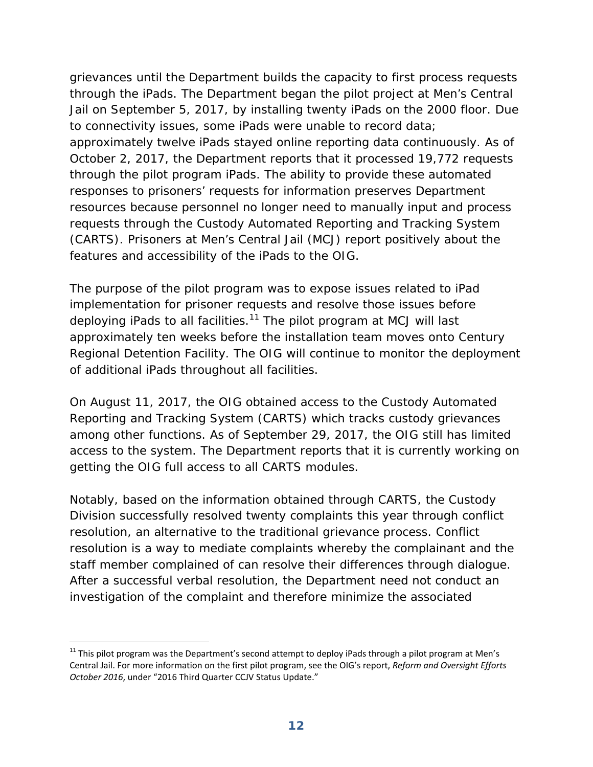grievances until the Department builds the capacity to first process requests through the iPads. The Department began the pilot project at Men's Central Jail on September 5, 2017, by installing twenty iPads on the 2000 floor. Due to connectivity issues, some iPads were unable to record data; approximately twelve iPads stayed online reporting data continuously. As of October 2, 2017, the Department reports that it processed 19,772 requests through the pilot program iPads. The ability to provide these automated responses to prisoners' requests for information preserves Department resources because personnel no longer need to manually input and process requests through the Custody Automated Reporting and Tracking System (CARTS). Prisoners at Men's Central Jail (MCJ) report positively about the features and accessibility of the iPads to the OIG.

The purpose of the pilot program was to expose issues related to iPad implementation for prisoner requests and resolve those issues before deploying iPads to all facilities.[11] The pilot program at MCJ will last approximately ten weeks before the installation team moves onto Century Regional Detention Facility. The OIG will continue to monitor the deployment of additional iPads throughout all facilities.

On August 11, 2017, the OIG obtained access to the Custody Automated Reporting and Tracking System (CARTS) which tracks custody grievances among other functions. As of September 29, 2017, the OIG still has limited access to the system. The Department reports that it is currently working on getting the OIG full access to all CARTS modules.

Notably, based on the information obtained through CARTS, the Custody Division successfully resolved twenty complaints this year through conflict resolution, an alternative to the traditional grievance process. Conflict resolution is a way to mediate complaints whereby the complainant and the staff member complained of can resolve their differences through dialogue. After a successful verbal resolution, the Department need not conduct an investigation of the complaint and therefore minimize the associated

---

[11] This pilot program was the Department's second attempt to deploy iPads through a pilot program at Men's Central Jail. For more information on the first pilot program, see the OIG's report, *Reform and Oversight Efforts October 2016*, under "2016 Third Quarter CCJV Status Update."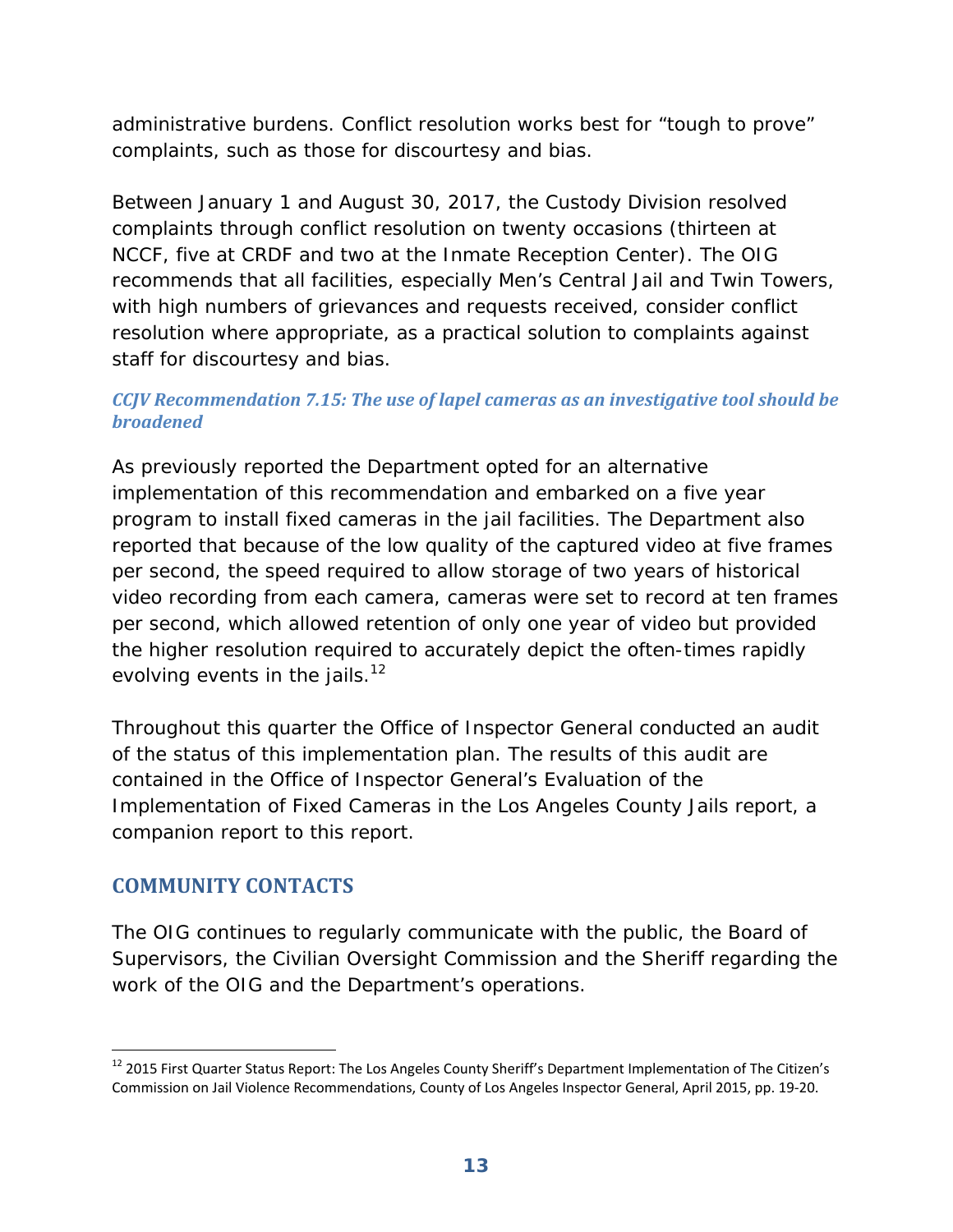administrative burdens. Conflict resolution works best for “tough to prove” complaints, such as those for discourtesy and bias.

Between January 1 and August 30, 2017, the Custody Division resolved complaints through conflict resolution on twenty occasions (thirteen at NCCF, five at CRDF and two at the Inmate Reception Center). The OIG recommends that all facilities, especially Men’s Central Jail and Twin Towers, with high numbers of grievances and requests received, consider conflict resolution where appropriate, as a practical solution to complaints against staff for discourtesy and bias.

### *CCJV Recommendation 7.15: The use of lapel cameras as an investigative tool should be broadened*

As previously reported the Department opted for an alternative implementation of this recommendation and embarked on a five year program to install fixed cameras in the jail facilities. The Department also reported that because of the low quality of the captured video at five frames per second, the speed required to allow storage of two years of historical video recording from each camera, cameras were set to record at ten frames per second, which allowed retention of only one year of video but provided the higher resolution required to accurately depict the often-times rapidly evolving events in the jails.[12]

Throughout this quarter the Office of Inspector General conducted an audit of the status of this implementation plan. The results of this audit are contained in the Office of Inspector General’s Evaluation of the Implementation of Fixed Cameras in the Los Angeles County Jails report, a companion report to this report.

## COMMUNITY CONTACTS

The OIG continues to regularly communicate with the public, the Board of Supervisors, the Civilian Oversight Commission and the Sheriff regarding the work of the OIG and the Department’s operations.

---

[12] 2015 First Quarter Status Report: The Los Angeles County Sheriff’s Department Implementation of The Citizen’s Commission on Jail Violence Recommendations, County of Los Angeles Inspector General, April 2015, pp. 19-20.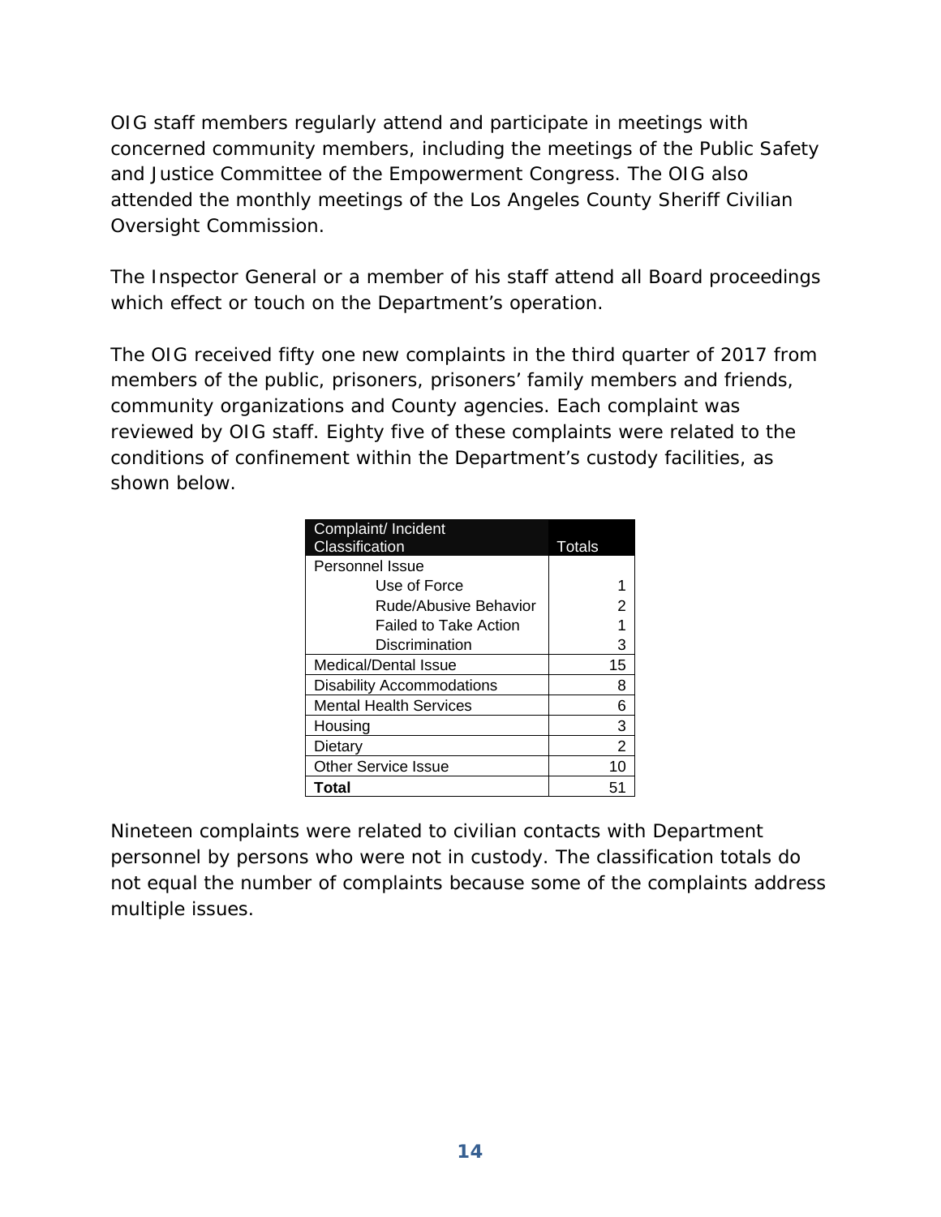OIG staff members regularly attend and participate in meetings with concerned community members, including the meetings of the Public Safety and Justice Committee of the Empowerment Congress. The OIG also attended the monthly meetings of the Los Angeles County Sheriff Civilian Oversight Commission.

The Inspector General or a member of his staff attend all Board proceedings which effect or touch on the Department's operation.

The OIG received fifty one new complaints in the third quarter of 2017 from members of the public, prisoners, prisoners' family members and friends, community organizations and County agencies. Each complaint was reviewed by OIG staff. Eighty five of these complaints were related to the conditions of confinement within the Department's custody facilities, as shown below.

| Complaint/ Incident Classification | Totals |
|---|---|
| Personnel Issue | |
| Use of Force | 1 |
| Rude/Abusive Behavior | 2 |
| Failed to Take Action | 1 |
| Discrimination | 3 |
| Medical/Dental Issue | 15 |
| Disability Accommodations | 8 |
| Mental Health Services | 6 |
| Housing | 3 |
| Dietary | 2 |
| Other Service Issue | 10 |
| **Total** | 51 |

Nineteen complaints were related to civilian contacts with Department personnel by persons who were not in custody. The classification totals do not equal the number of complaints because some of the complaints address multiple issues.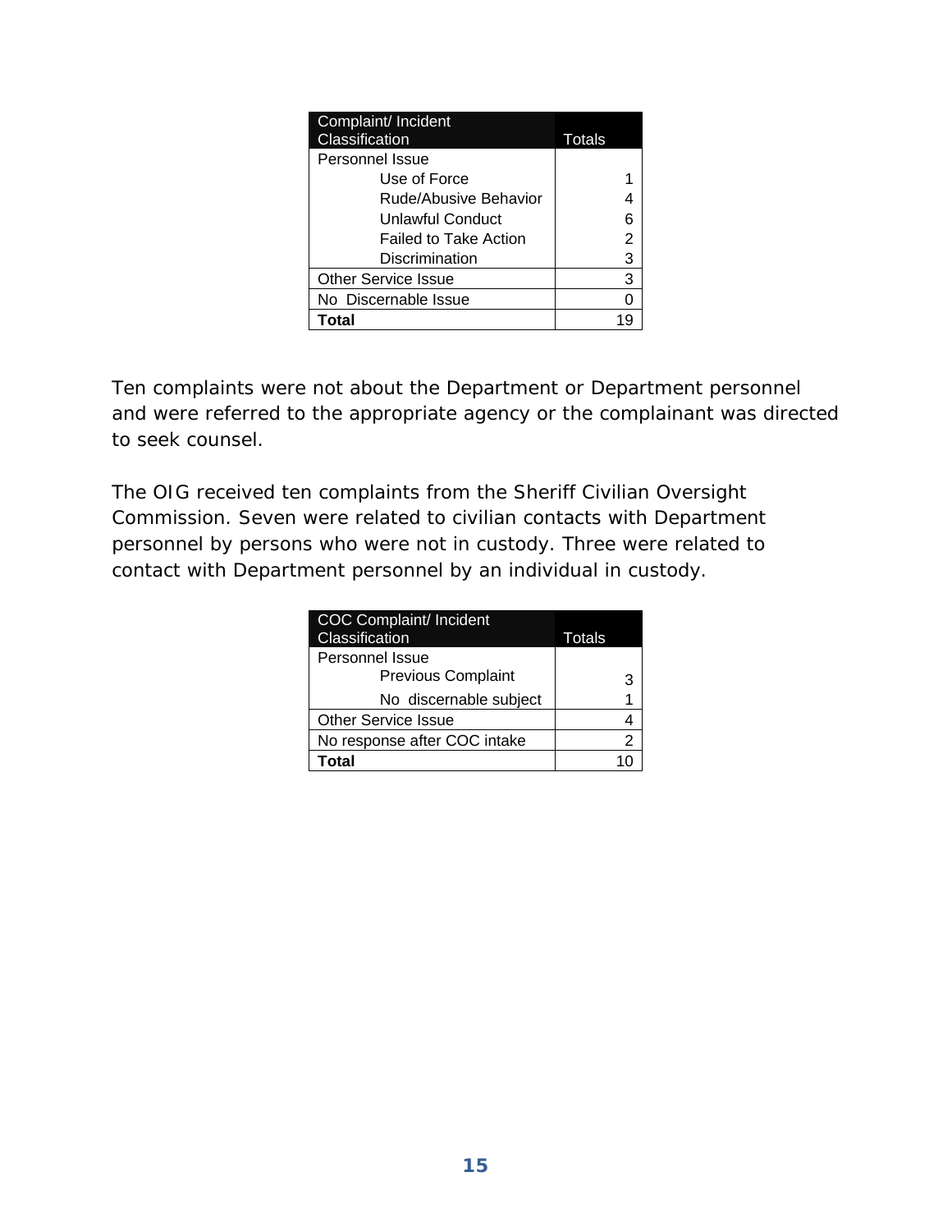| Complaint/ Incident Classification | Totals |
|---|---|
| Personnel Issue | |
| Use of Force | 1 |
| Rude/Abusive Behavior | 4 |
| Unlawful Conduct | 6 |
| Failed to Take Action | 2 |
| Discrimination | 3 |
| Other Service Issue | 3 |
| No Discernable Issue | 0 |
| **Total** | 19 |

Ten complaints were not about the Department or Department personnel and were referred to the appropriate agency or the complainant was directed to seek counsel.

The OIG received ten complaints from the Sheriff Civilian Oversight Commission. Seven were related to civilian contacts with Department personnel by persons who were not in custody. Three were related to contact with Department personnel by an individual in custody.

| COC Complaint/ Incident Classification | Totals |
|---|---|
| Personnel Issue | |
| Previous Complaint | 3 |
| No discernable subject | 1 |
| Other Service Issue | 4 |
| No response after COC intake | 2 |
| **Total** | 10 |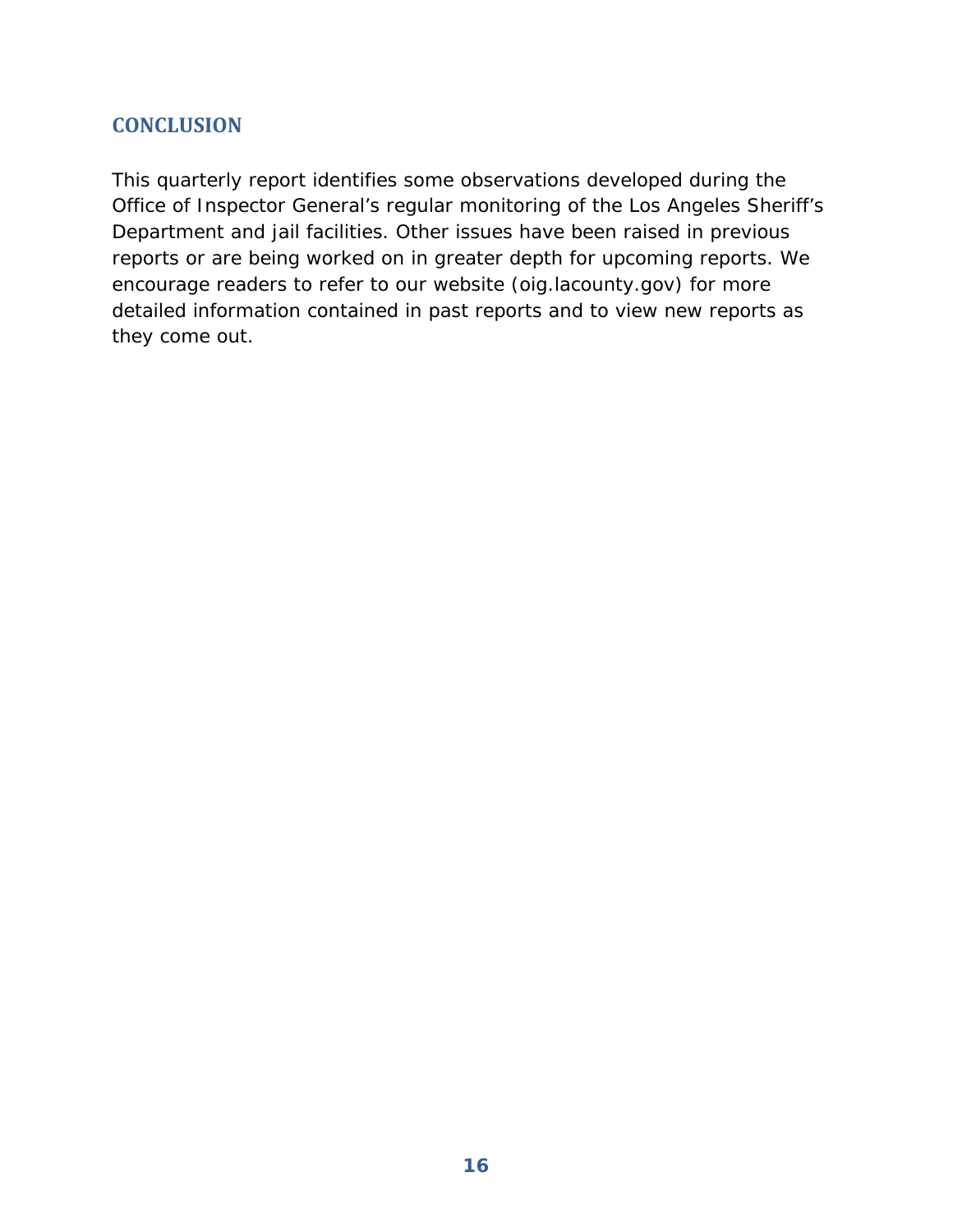## CONCLUSION

This quarterly report identifies some observations developed during the Office of Inspector General's regular monitoring of the Los Angeles Sheriff's Department and jail facilities. Other issues have been raised in previous reports or are being worked on in greater depth for upcoming reports. We encourage readers to refer to our website (oig.lacounty.gov) for more detailed information contained in past reports and to view new reports as they come out.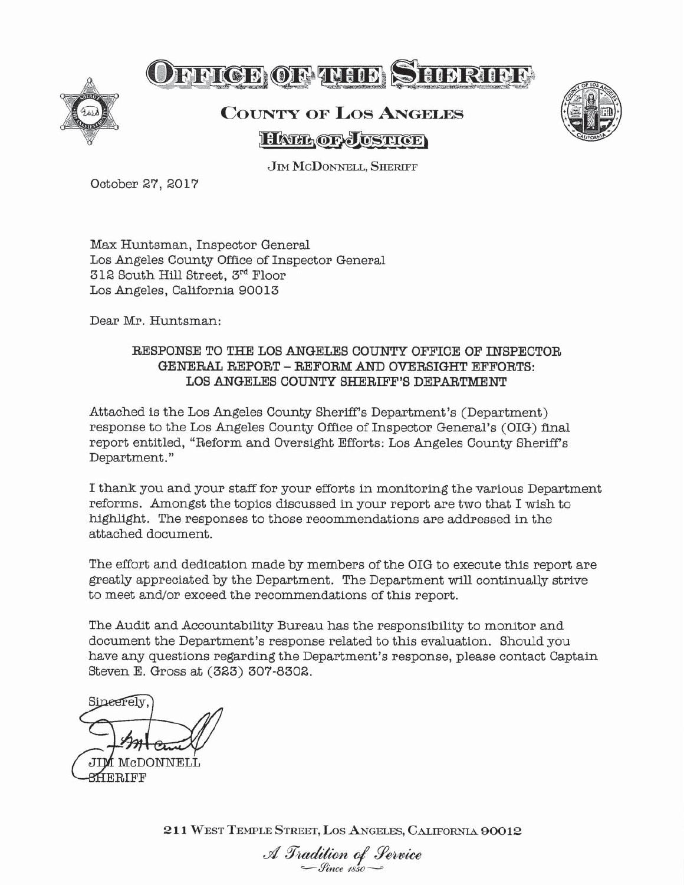# OFFICE OF THE SHERIFF

## COUNTY OF LOS ANGELES

### HALL OF JUSTICE

JIM McDONNELL, SHERIFF

October 27, 2017

Max Huntsman, Inspector General
Los Angeles County Office of Inspector General
312 South Hill Street, 3rd Floor
Los Angeles, California 90013

Dear Mr. Huntsman:

**RESPONSE TO THE LOS ANGELES COUNTY OFFICE OF INSPECTOR GENERAL REPORT – REFORM AND OVERSIGHT EFFORTS: LOS ANGELES COUNTY SHERIFF'S DEPARTMENT**

Attached is the Los Angeles County Sheriff's Department's (Department) response to the Los Angeles County Office of Inspector General's (OIG) final report entitled, "Reform and Oversight Efforts: Los Angeles County Sheriff's Department."

I thank you and your staff for your efforts in monitoring the various Department reforms. Amongst the topics discussed in your report are two that I wish to highlight. The responses to those recommendations are addressed in the attached document.

The effort and dedication made by members of the OIG to execute this report are greatly appreciated by the Department. The Department will continually strive to meet and/or exceed the recommendations of this report.

The Audit and Accountability Bureau has the responsibility to monitor and document the Department's response related to this evaluation. Should you have any questions regarding the Department's response, please contact Captain Steven E. Gross at (323) 307-8302.

Sincerely,

JIM McDONNELL
SHERIFF

211 WEST TEMPLE STREET, LOS ANGELES, CALIFORNIA 90012

*A Tradition of Service*
*— Since 1850 —*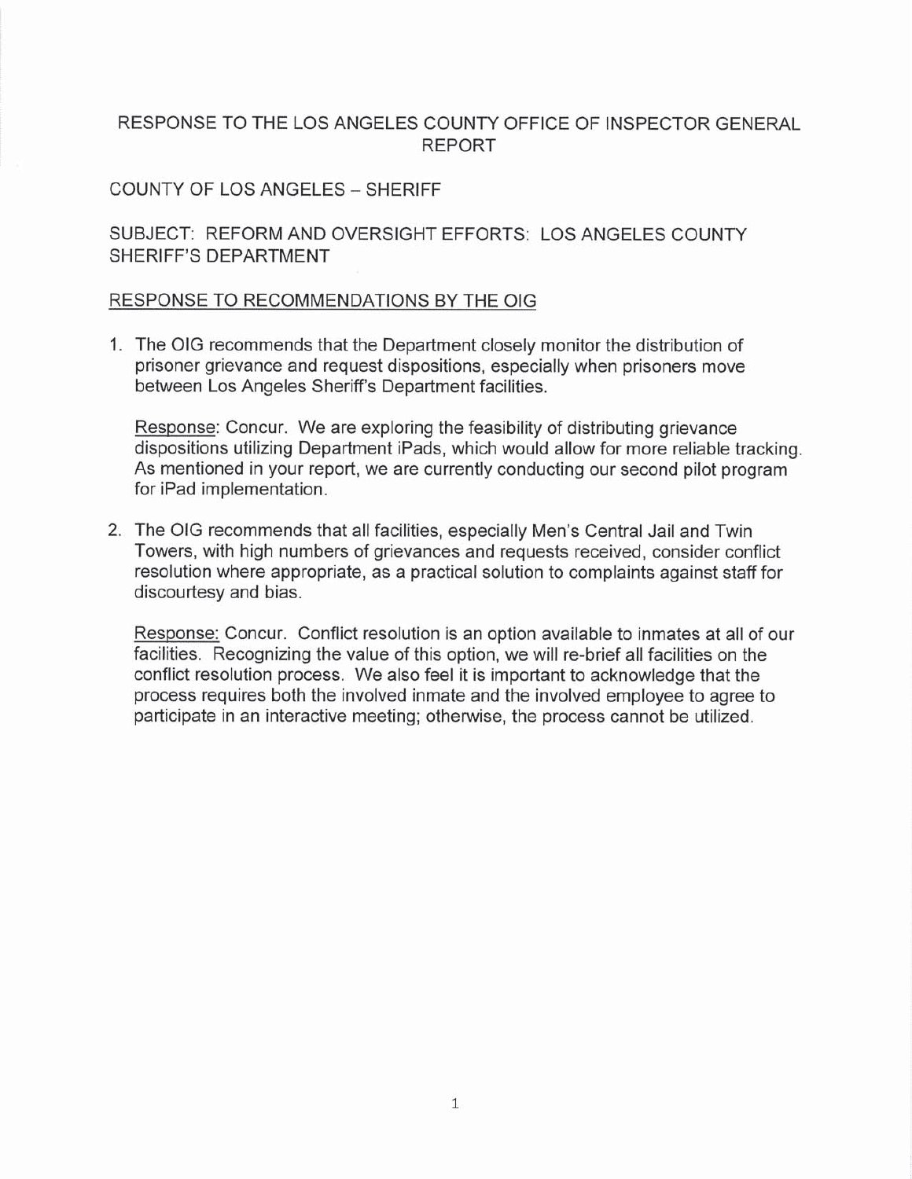# RESPONSE TO THE LOS ANGELES COUNTY OFFICE OF INSPECTOR GENERAL REPORT

COUNTY OF LOS ANGELES – SHERIFF

SUBJECT: REFORM AND OVERSIGHT EFFORTS: LOS ANGELES COUNTY SHERIFF'S DEPARTMENT

## RESPONSE TO RECOMMENDATIONS BY THE OIG

1. The OIG recommends that the Department closely monitor the distribution of prisoner grievance and request dispositions, especially when prisoners move between Los Angeles Sheriff's Department facilities.

   Response: Concur. We are exploring the feasibility of distributing grievance dispositions utilizing Department iPads, which would allow for more reliable tracking. As mentioned in your report, we are currently conducting our second pilot program for iPad implementation.

2. The OIG recommends that all facilities, especially Men's Central Jail and Twin Towers, with high numbers of grievances and requests received, consider conflict resolution where appropriate, as a practical solution to complaints against staff for discourtesy and bias.

   Response: Concur. Conflict resolution is an option available to inmates at all of our facilities. Recognizing the value of this option, we will re-brief all facilities on the conflict resolution process. We also feel it is important to acknowledge that the process requires both the involved inmate and the involved employee to agree to participate in an interactive meeting; otherwise, the process cannot be utilized.